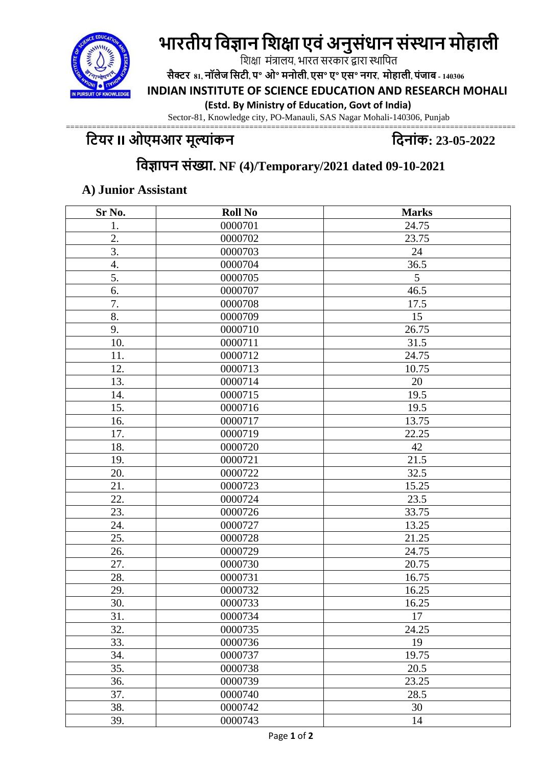# भारतीय विज्ञान शिक्षा एवं अनुसंधान संस्थान मोहाली

शिक्षा मंत्रालय, भारत सरकार द्वारा स्थापित

**सैक्टर 81, नॉलेज सिटी, प° ओ° मनोली, एस° ए° एस° नगर, मोहाली, पंजाब - 140306**

**INDIAN INSTITUTE OF SCIENCE EDUCATION AND RESEARCH MOHALI**

**(Estd. By Ministry of Education, Govt of India)**

Sector-81, Knowledge city, PO-Manauli, SAS Nagar Mohali-140306, Punjab

## टियर II ओएमआर मूल्यांकन — दिनांक: 23-05-2022

## विज्ञापन संख्या. NF (4)/Temporary/2021 dated 09-10-2021

### A) Junior Assistant

| Sr No. | Roll No | Marks |
|---|---|---|
| 1. | 0000701 | 24.75 |
| 2. | 0000702 | 23.75 |
| 3. | 0000703 | 24 |
| 4. | 0000704 | 36.5 |
| 5. | 0000705 | 5 |
| 6. | 0000707 | 46.5 |
| 7. | 0000708 | 17.5 |
| 8. | 0000709 | 15 |
| 9. | 0000710 | 26.75 |
| 10. | 0000711 | 31.5 |
| 11. | 0000712 | 24.75 |
| 12. | 0000713 | 10.75 |
| 13. | 0000714 | 20 |
| 14. | 0000715 | 19.5 |
| 15. | 0000716 | 19.5 |
| 16. | 0000717 | 13.75 |
| 17. | 0000719 | 22.25 |
| 18. | 0000720 | 42 |
| 19. | 0000721 | 21.5 |
| 20. | 0000722 | 32.5 |
| 21. | 0000723 | 15.25 |
| 22. | 0000724 | 23.5 |
| 23. | 0000726 | 33.75 |
| 24. | 0000727 | 13.25 |
| 25. | 0000728 | 21.25 |
| 26. | 0000729 | 24.75 |
| 27. | 0000730 | 20.75 |
| 28. | 0000731 | 16.75 |
| 29. | 0000732 | 16.25 |
| 30. | 0000733 | 16.25 |
| 31. | 0000734 | 17 |
| 32. | 0000735 | 24.25 |
| 33. | 0000736 | 19 |
| 34. | 0000737 | 19.75 |
| 35. | 0000738 | 20.5 |
| 36. | 0000739 | 23.25 |
| 37. | 0000740 | 28.5 |
| 38. | 0000742 | 30 |
| 39. | 0000743 | 14 |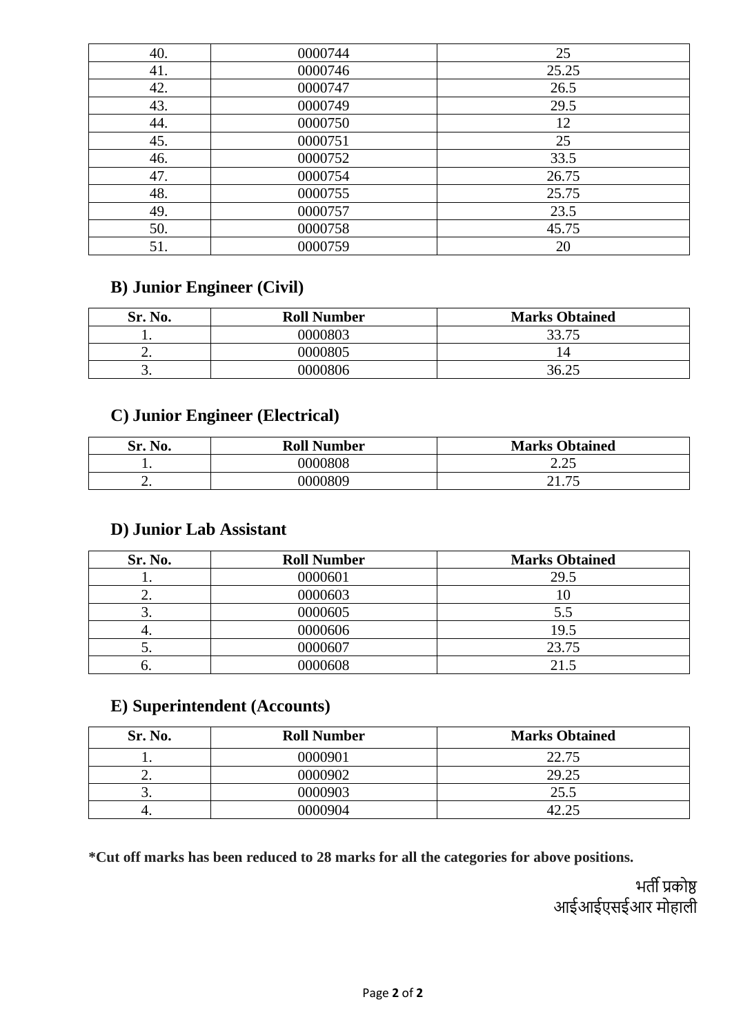| | | |
|---|---|---|
| 40. | 0000744 | 25 |
| 41. | 0000746 | 25.25 |
| 42. | 0000747 | 26.5 |
| 43. | 0000749 | 29.5 |
| 44. | 0000750 | 12 |
| 45. | 0000751 | 25 |
| 46. | 0000752 | 33.5 |
| 47. | 0000754 | 26.75 |
| 48. | 0000755 | 25.75 |
| 49. | 0000757 | 23.5 |
| 50. | 0000758 | 45.75 |
| 51. | 0000759 | 20 |

## B) Junior Engineer (Civil)

| Sr. No. | Roll Number | Marks Obtained |
|---|---|---|
| 1. | 0000803 | 33.75 |
| 2. | 0000805 | 14 |
| 3. | 0000806 | 36.25 |

## C) Junior Engineer (Electrical)

| Sr. No. | Roll Number | Marks Obtained |
|---|---|---|
| 1. | 0000808 | 2.25 |
| 2. | 0000809 | 21.75 |

## D) Junior Lab Assistant

| Sr. No. | Roll Number | Marks Obtained |
|---|---|---|
| 1. | 0000601 | 29.5 |
| 2. | 0000603 | 10 |
| 3. | 0000605 | 5.5 |
| 4. | 0000606 | 19.5 |
| 5. | 0000607 | 23.75 |
| 6. | 0000608 | 21.5 |

## E) Superintendent (Accounts)

| Sr. No. | Roll Number | Marks Obtained |
|---|---|---|
| 1. | 0000901 | 22.75 |
| 2. | 0000902 | 29.25 |
| 3. | 0000903 | 25.5 |
| 4. | 0000904 | 42.25 |

**\*Cut off marks has been reduced to 28 marks for all the categories for above positions.**

भर्ती प्रकोष्ठ
आईआईएसईआर मोहाली